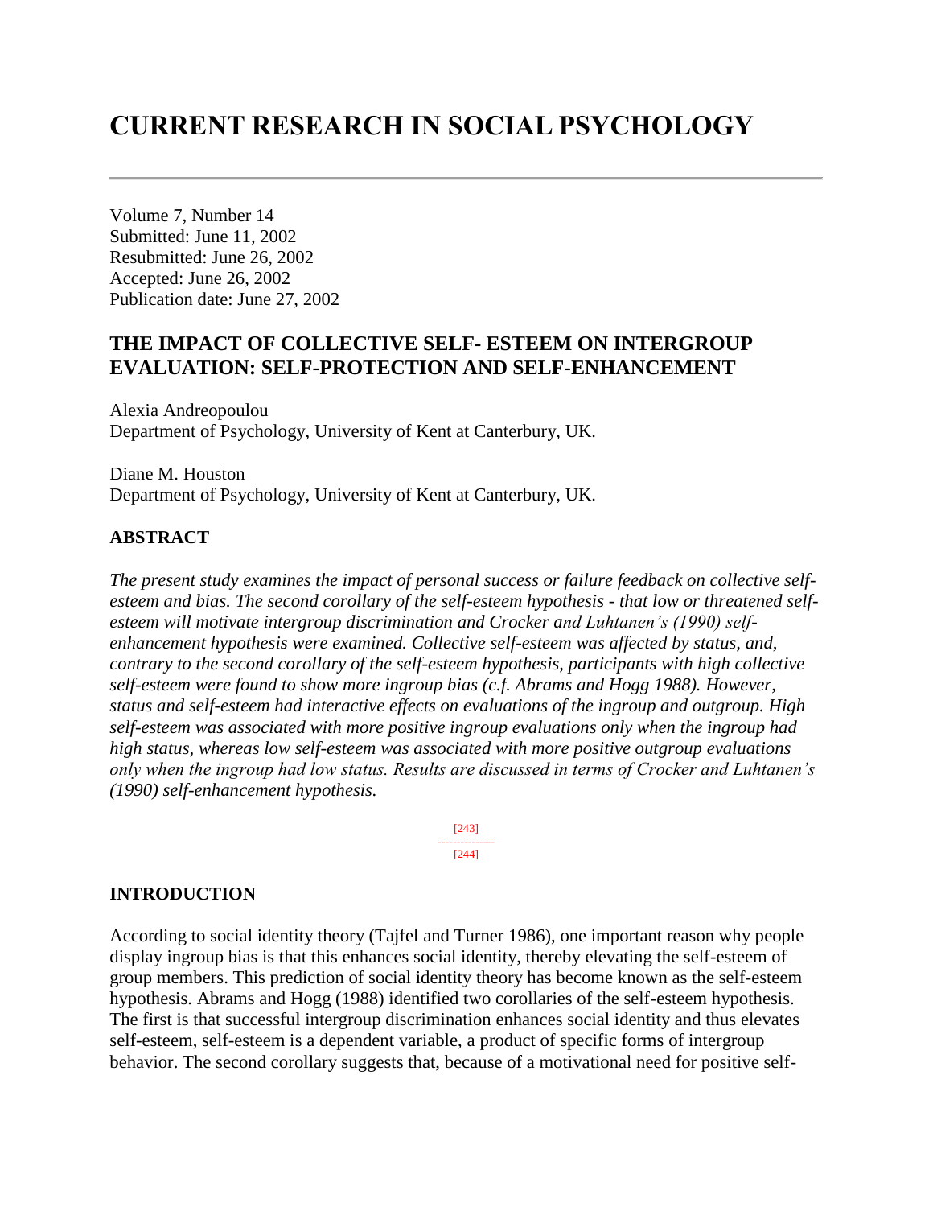# CURRENT RESEARCH IN SOCIAL PSYCHOLOGY

Volume 7, Number 14
Submitted: June 11, 2002
Resubmitted: June 26, 2002
Accepted: June 26, 2002
Publication date: June 27, 2002

## THE IMPACT OF COLLECTIVE SELF- ESTEEM ON INTERGROUP EVALUATION: SELF-PROTECTION AND SELF-ENHANCEMENT

Alexia Andreopoulou
Department of Psychology, University of Kent at Canterbury, UK.

Diane M. Houston
Department of Psychology, University of Kent at Canterbury, UK.

### ABSTRACT

*The present study examines the impact of personal success or failure feedback on collective self-esteem and bias. The second corollary of the self-esteem hypothesis - that low or threatened self-esteem will motivate intergroup discrimination and Crocker and Luhtanen's (1990) self-enhancement hypothesis were examined. Collective self-esteem was affected by status, and, contrary to the second corollary of the self-esteem hypothesis, participants with high collective self-esteem were found to show more ingroup bias (c.f. Abrams and Hogg 1988). However, status and self-esteem had interactive effects on evaluations of the ingroup and outgroup. High self-esteem was associated with more positive ingroup evaluations only when the ingroup had high status, whereas low self-esteem was associated with more positive outgroup evaluations only when the ingroup had low status. Results are discussed in terms of Crocker and Luhtanen's (1990) self-enhancement hypothesis.*

### INTRODUCTION

According to social identity theory (Tajfel and Turner 1986), one important reason why people display ingroup bias is that this enhances social identity, thereby elevating the self-esteem of group members. This prediction of social identity theory has become known as the self-esteem hypothesis. Abrams and Hogg (1988) identified two corollaries of the self-esteem hypothesis. The first is that successful intergroup discrimination enhances social identity and thus elevates self-esteem, self-esteem is a dependent variable, a product of specific forms of intergroup behavior. The second corollary suggests that, because of a motivational need for positive self-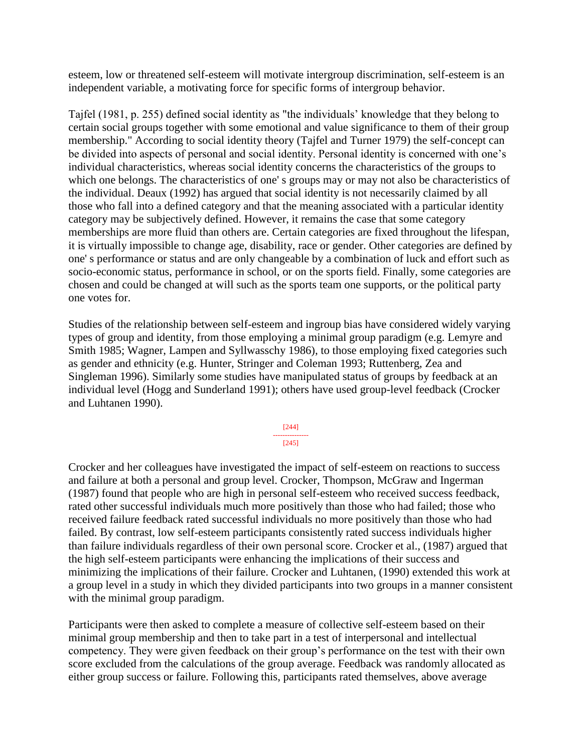esteem, low or threatened self-esteem will motivate intergroup discrimination, self-esteem is an independent variable, a motivating force for specific forms of intergroup behavior.

Tajfel (1981, p. 255) defined social identity as "the individuals' knowledge that they belong to certain social groups together with some emotional and value significance to them of their group membership." According to social identity theory (Tajfel and Turner 1979) the self-concept can be divided into aspects of personal and social identity. Personal identity is concerned with one's individual characteristics, whereas social identity concerns the characteristics of the groups to which one belongs. The characteristics of one' s groups may or may not also be characteristics of the individual. Deaux (1992) has argued that social identity is not necessarily claimed by all those who fall into a defined category and that the meaning associated with a particular identity category may be subjectively defined. However, it remains the case that some category memberships are more fluid than others are. Certain categories are fixed throughout the lifespan, it is virtually impossible to change age, disability, race or gender. Other categories are defined by one' s performance or status and are only changeable by a combination of luck and effort such as socio-economic status, performance in school, or on the sports field. Finally, some categories are chosen and could be changed at will such as the sports team one supports, or the political party one votes for.

Studies of the relationship between self-esteem and ingroup bias have considered widely varying types of group and identity, from those employing a minimal group paradigm (e.g. Lemyre and Smith 1985; Wagner, Lampen and Syllwasschy 1986), to those employing fixed categories such as gender and ethnicity (e.g. Hunter, Stringer and Coleman 1993; Ruttenberg, Zea and Singleman 1996). Similarly some studies have manipulated status of groups by feedback at an individual level (Hogg and Sunderland 1991); others have used group-level feedback (Crocker and Luhtanen 1990).

Crocker and her colleagues have investigated the impact of self-esteem on reactions to success and failure at both a personal and group level. Crocker, Thompson, McGraw and Ingerman (1987) found that people who are high in personal self-esteem who received success feedback, rated other successful individuals much more positively than those who had failed; those who received failure feedback rated successful individuals no more positively than those who had failed. By contrast, low self-esteem participants consistently rated success individuals higher than failure individuals regardless of their own personal score. Crocker et al., (1987) argued that the high self-esteem participants were enhancing the implications of their success and minimizing the implications of their failure. Crocker and Luhtanen, (1990) extended this work at a group level in a study in which they divided participants into two groups in a manner consistent with the minimal group paradigm.

Participants were then asked to complete a measure of collective self-esteem based on their minimal group membership and then to take part in a test of interpersonal and intellectual competency. They were given feedback on their group's performance on the test with their own score excluded from the calculations of the group average. Feedback was randomly allocated as either group success or failure. Following this, participants rated themselves, above average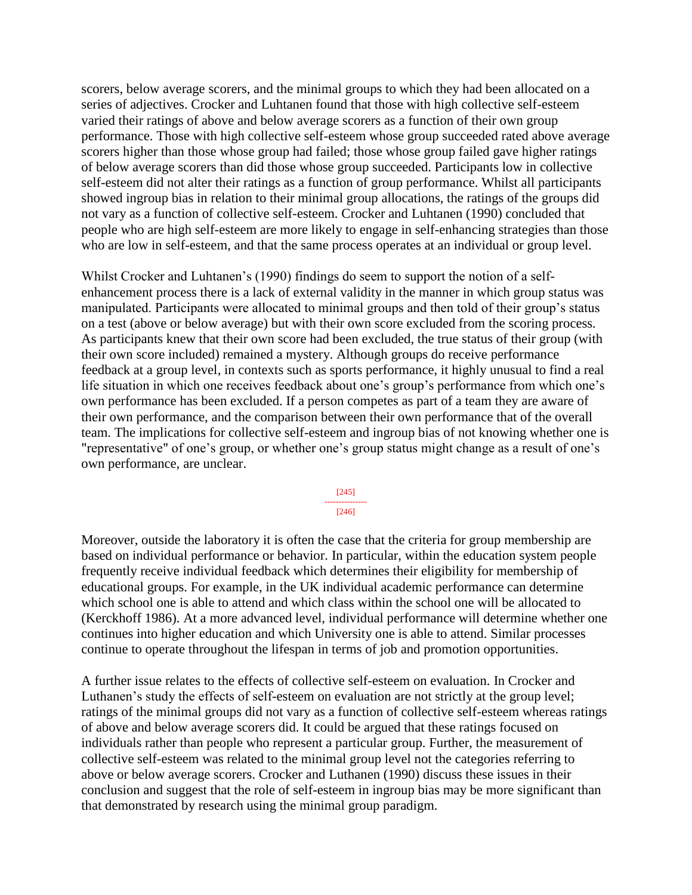scorers, below average scorers, and the minimal groups to which they had been allocated on a series of adjectives. Crocker and Luhtanen found that those with high collective self-esteem varied their ratings of above and below average scorers as a function of their own group performance. Those with high collective self-esteem whose group succeeded rated above average scorers higher than those whose group had failed; those whose group failed gave higher ratings of below average scorers than did those whose group succeeded. Participants low in collective self-esteem did not alter their ratings as a function of group performance. Whilst all participants showed ingroup bias in relation to their minimal group allocations, the ratings of the groups did not vary as a function of collective self-esteem. Crocker and Luhtanen (1990) concluded that people who are high self-esteem are more likely to engage in self-enhancing strategies than those who are low in self-esteem, and that the same process operates at an individual or group level.

Whilst Crocker and Luhtanen's (1990) findings do seem to support the notion of a self-enhancement process there is a lack of external validity in the manner in which group status was manipulated. Participants were allocated to minimal groups and then told of their group's status on a test (above or below average) but with their own score excluded from the scoring process. As participants knew that their own score had been excluded, the true status of their group (with their own score included) remained a mystery. Although groups do receive performance feedback at a group level, in contexts such as sports performance, it highly unusual to find a real life situation in which one receives feedback about one's group's performance from which one's own performance has been excluded. If a person competes as part of a team they are aware of their own performance, and the comparison between their own performance that of the overall team. The implications for collective self-esteem and ingroup bias of not knowing whether one is "representative" of one's group, or whether one's group status might change as a result of one's own performance, are unclear.

Moreover, outside the laboratory it is often the case that the criteria for group membership are based on individual performance or behavior. In particular, within the education system people frequently receive individual feedback which determines their eligibility for membership of educational groups. For example, in the UK individual academic performance can determine which school one is able to attend and which class within the school one will be allocated to (Kerckhoff 1986). At a more advanced level, individual performance will determine whether one continues into higher education and which University one is able to attend. Similar processes continue to operate throughout the lifespan in terms of job and promotion opportunities.

A further issue relates to the effects of collective self-esteem on evaluation. In Crocker and Luthanen's study the effects of self-esteem on evaluation are not strictly at the group level; ratings of the minimal groups did not vary as a function of collective self-esteem whereas ratings of above and below average scorers did. It could be argued that these ratings focused on individuals rather than people who represent a particular group. Further, the measurement of collective self-esteem was related to the minimal group level not the categories referring to above or below average scorers. Crocker and Luthanen (1990) discuss these issues in their conclusion and suggest that the role of self-esteem in ingroup bias may be more significant than that demonstrated by research using the minimal group paradigm.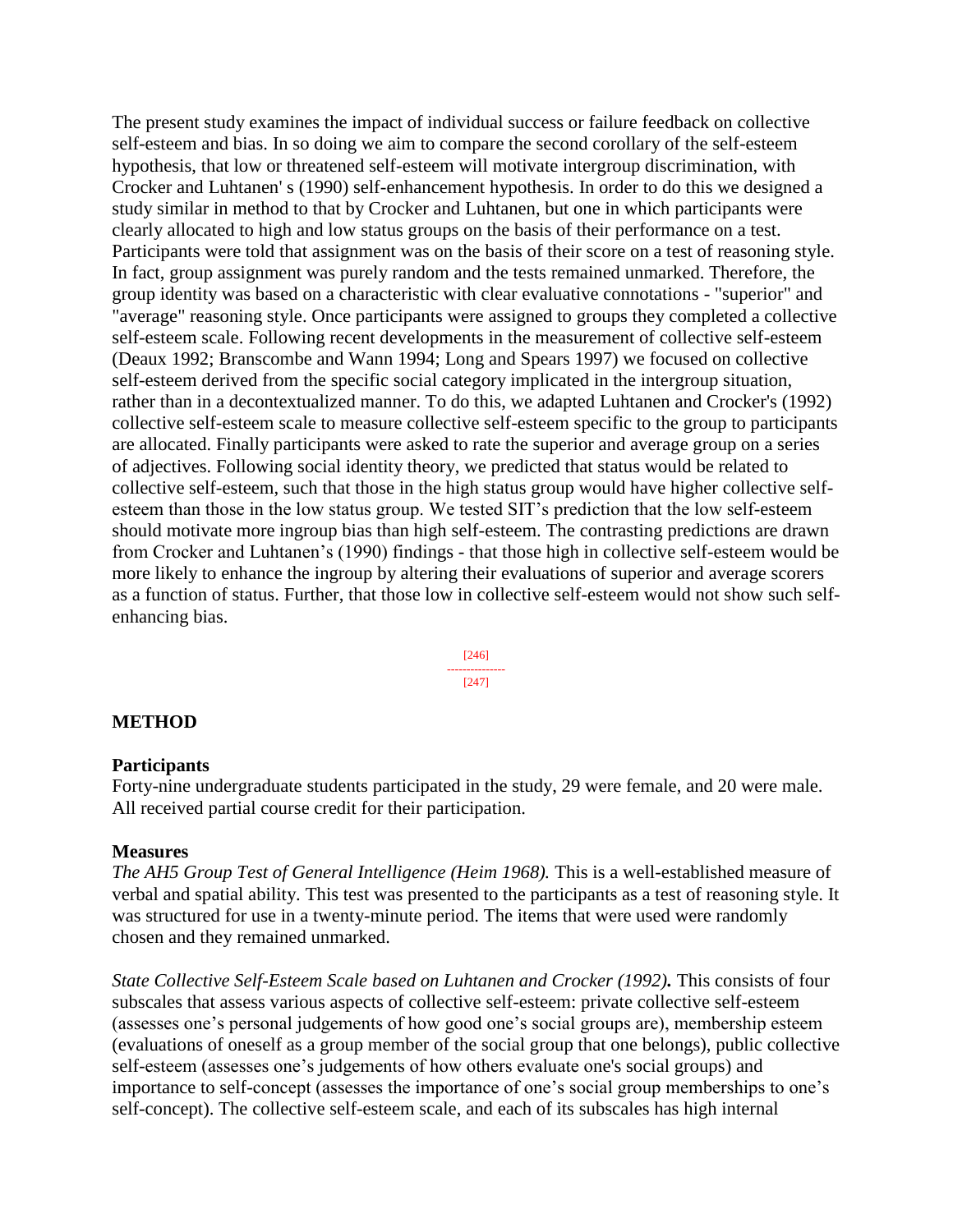The present study examines the impact of individual success or failure feedback on collective self-esteem and bias. In so doing we aim to compare the second corollary of the self-esteem hypothesis, that low or threatened self-esteem will motivate intergroup discrimination, with Crocker and Luhtanen' s (1990) self-enhancement hypothesis. In order to do this we designed a study similar in method to that by Crocker and Luhtanen, but one in which participants were clearly allocated to high and low status groups on the basis of their performance on a test. Participants were told that assignment was on the basis of their score on a test of reasoning style. In fact, group assignment was purely random and the tests remained unmarked. Therefore, the group identity was based on a characteristic with clear evaluative connotations - "superior" and "average" reasoning style. Once participants were assigned to groups they completed a collective self-esteem scale. Following recent developments in the measurement of collective self-esteem (Deaux 1992; Branscombe and Wann 1994; Long and Spears 1997) we focused on collective self-esteem derived from the specific social category implicated in the intergroup situation, rather than in a decontextualized manner. To do this, we adapted Luhtanen and Crocker's (1992) collective self-esteem scale to measure collective self-esteem specific to the group to participants are allocated. Finally participants were asked to rate the superior and average group on a series of adjectives. Following social identity theory, we predicted that status would be related to collective self-esteem, such that those in the high status group would have higher collective self-esteem than those in the low status group. We tested SIT's prediction that the low self-esteem should motivate more ingroup bias than high self-esteem. The contrasting predictions are drawn from Crocker and Luhtanen's (1990) findings - that those high in collective self-esteem would be more likely to enhance the ingroup by altering their evaluations of superior and average scorers as a function of status. Further, that those low in collective self-esteem would not show such self-enhancing bias.

## METHOD

### Participants

Forty-nine undergraduate students participated in the study, 29 were female, and 20 were male. All received partial course credit for their participation.

### Measures

*The AH5 Group Test of General Intelligence (Heim 1968).* This is a well-established measure of verbal and spatial ability. This test was presented to the participants as a test of reasoning style. It was structured for use in a twenty-minute period. The items that were used were randomly chosen and they remained unmarked.

*State Collective Self-Esteem Scale based on Luhtanen and Crocker (1992).* This consists of four subscales that assess various aspects of collective self-esteem: private collective self-esteem (assesses one's personal judgements of how good one's social groups are), membership esteem (evaluations of oneself as a group member of the social group that one belongs), public collective self-esteem (assesses one's judgements of how others evaluate one's social groups) and importance to self-concept (assesses the importance of one's social group memberships to one's self-concept). The collective self-esteem scale, and each of its subscales has high internal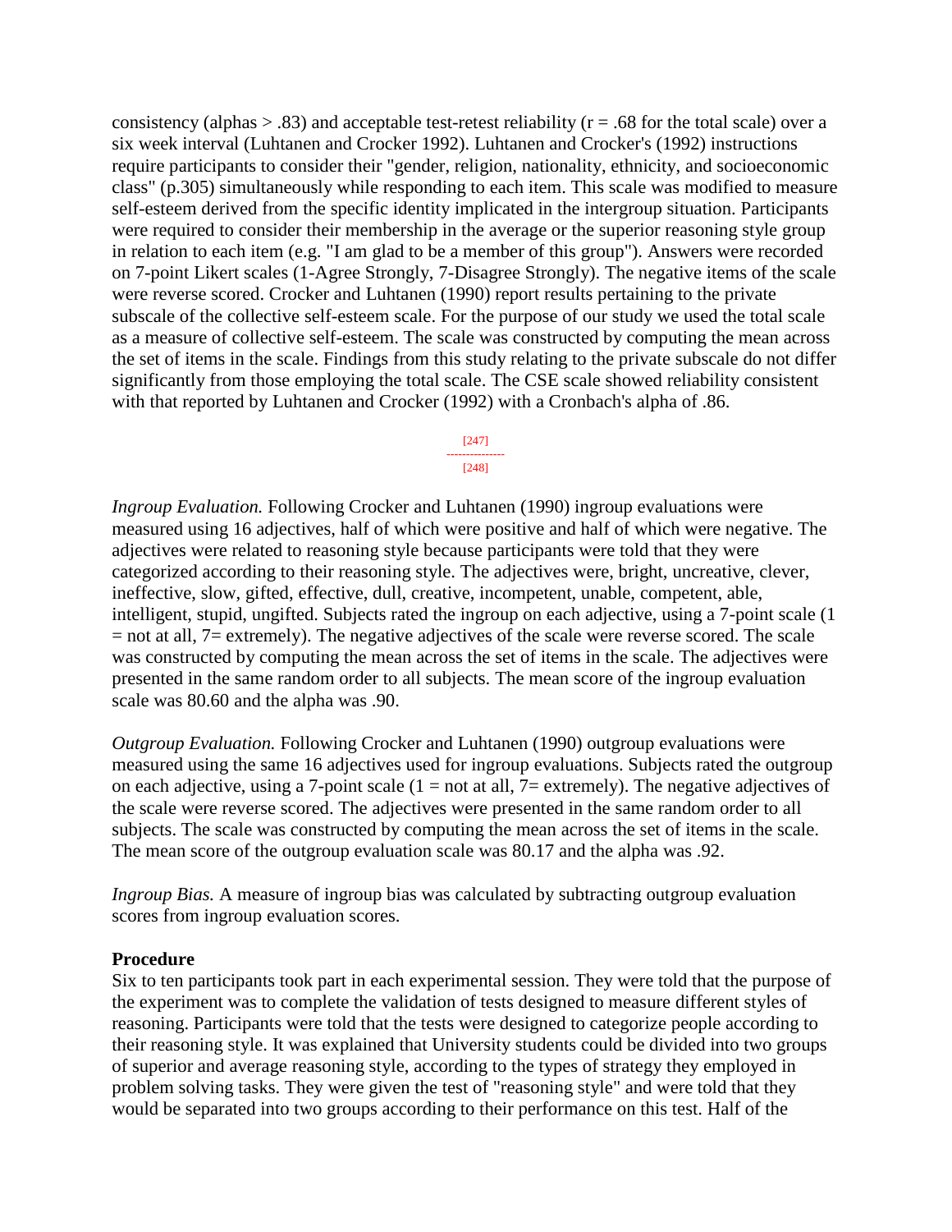consistency (alphas > .83) and acceptable test-retest reliability ($r = .68$ for the total scale) over a six week interval (Luhtanen and Crocker 1992). Luhtanen and Crocker's (1992) instructions require participants to consider their "gender, religion, nationality, ethnicity, and socioeconomic class" (p.305) simultaneously while responding to each item. This scale was modified to measure self-esteem derived from the specific identity implicated in the intergroup situation. Participants were required to consider their membership in the average or the superior reasoning style group in relation to each item (e.g. "I am glad to be a member of this group"). Answers were recorded on 7-point Likert scales (1-Agree Strongly, 7-Disagree Strongly). The negative items of the scale were reverse scored. Crocker and Luhtanen (1990) report results pertaining to the private subscale of the collective self-esteem scale. For the purpose of our study we used the total scale as a measure of collective self-esteem. The scale was constructed by computing the mean across the set of items in the scale. Findings from this study relating to the private subscale do not differ significantly from those employing the total scale. The CSE scale showed reliability consistent with that reported by Luhtanen and Crocker (1992) with a Cronbach's alpha of .86.

*Ingroup Evaluation.* Following Crocker and Luhtanen (1990) ingroup evaluations were measured using 16 adjectives, half of which were positive and half of which were negative. The adjectives were related to reasoning style because participants were told that they were categorized according to their reasoning style. The adjectives were, bright, uncreative, clever, ineffective, slow, gifted, effective, dull, creative, incompetent, unable, competent, able, intelligent, stupid, ungifted. Subjects rated the ingroup on each adjective, using a 7-point scale (1 = not at all, 7= extremely). The negative adjectives of the scale were reverse scored. The scale was constructed by computing the mean across the set of items in the scale. The adjectives were presented in the same random order to all subjects. The mean score of the ingroup evaluation scale was 80.60 and the alpha was .90.

*Outgroup Evaluation.* Following Crocker and Luhtanen (1990) outgroup evaluations were measured using the same 16 adjectives used for ingroup evaluations. Subjects rated the outgroup on each adjective, using a 7-point scale (1 = not at all, 7= extremely). The negative adjectives of the scale were reverse scored. The adjectives were presented in the same random order to all subjects. The scale was constructed by computing the mean across the set of items in the scale. The mean score of the outgroup evaluation scale was 80.17 and the alpha was .92.

*Ingroup Bias.* A measure of ingroup bias was calculated by subtracting outgroup evaluation scores from ingroup evaluation scores.

**Procedure**

Six to ten participants took part in each experimental session. They were told that the purpose of the experiment was to complete the validation of tests designed to measure different styles of reasoning. Participants were told that the tests were designed to categorize people according to their reasoning style. It was explained that University students could be divided into two groups of superior and average reasoning style, according to the types of strategy they employed in problem solving tasks. They were given the test of "reasoning style" and were told that they would be separated into two groups according to their performance on this test. Half of the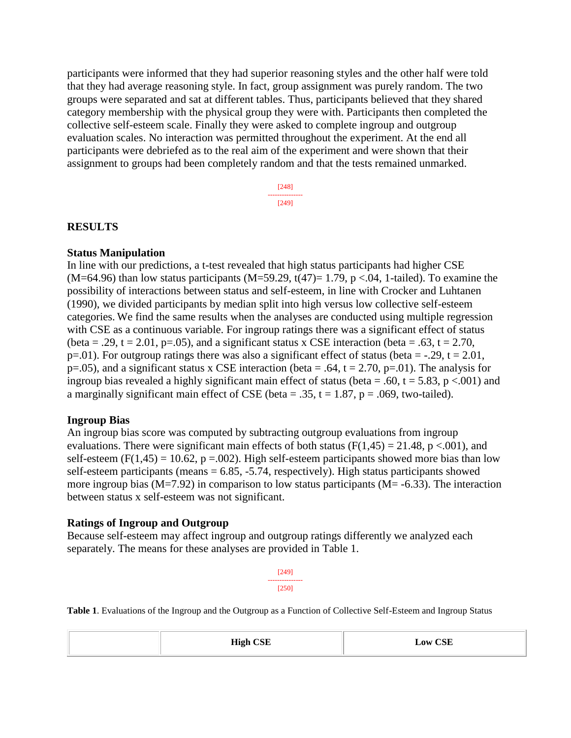participants were informed that they had superior reasoning styles and the other half were told that they had average reasoning style. In fact, group assignment was purely random. The two groups were separated and sat at different tables. Thus, participants believed that they shared category membership with the physical group they were with. Participants then completed the collective self-esteem scale. Finally they were asked to complete ingroup and outgroup evaluation scales. No interaction was permitted throughout the experiment. At the end all participants were debriefed as to the real aim of the experiment and were shown that their assignment to groups had been completely random and that the tests remained unmarked.

## RESULTS

### Status Manipulation

In line with our predictions, a t-test revealed that high status participants had higher CSE ($M=64.96$) than low status participants ($M=59.29$, $t(47)= 1.79$, $p <.04$, 1-tailed). To examine the possibility of interactions between status and self-esteem, in line with Crocker and Luhtanen (1990), we divided participants by median split into high versus low collective self-esteem categories. We find the same results when the analyses are conducted using multiple regression with CSE as a continuous variable. For ingroup ratings there was a significant effect of status ($beta = .29$, $t = 2.01$, $p=.05$), and a significant status x CSE interaction ($beta = .63$, $t = 2.70$, $p=.01$). For outgroup ratings there was also a significant effect of status ($beta = -.29$, $t = 2.01$, $p=.05$), and a significant status x CSE interaction ($beta = .64$, $t = 2.70$, $p=.01$). The analysis for ingroup bias revealed a highly significant main effect of status ($beta = .60$, $t = 5.83$, $p <.001$) and a marginally significant main effect of CSE ($beta = .35$, $t = 1.87$, $p = .069$, two-tailed).

### Ingroup Bias

An ingroup bias score was computed by subtracting outgroup evaluations from ingroup evaluations. There were significant main effects of both status ($F(1,45) = 21.48$, $p <.001$), and self-esteem ($F(1,45) = 10.62$, $p =.002$). High self-esteem participants showed more bias than low self-esteem participants (means = 6.85, -5.74, respectively). High status participants showed more ingroup bias ($M=7.92$) in comparison to low status participants ($M= -6.33$). The interaction between status x self-esteem was not significant.

### Ratings of Ingroup and Outgroup

Because self-esteem may affect ingroup and outgroup ratings differently we analyzed each separately. The means for these analyses are provided in Table 1.

**Table 1**. Evaluations of the Ingroup and the Outgroup as a Function of Collective Self-Esteem and Ingroup Status

| | High CSE | Low CSE |
|---|---|---|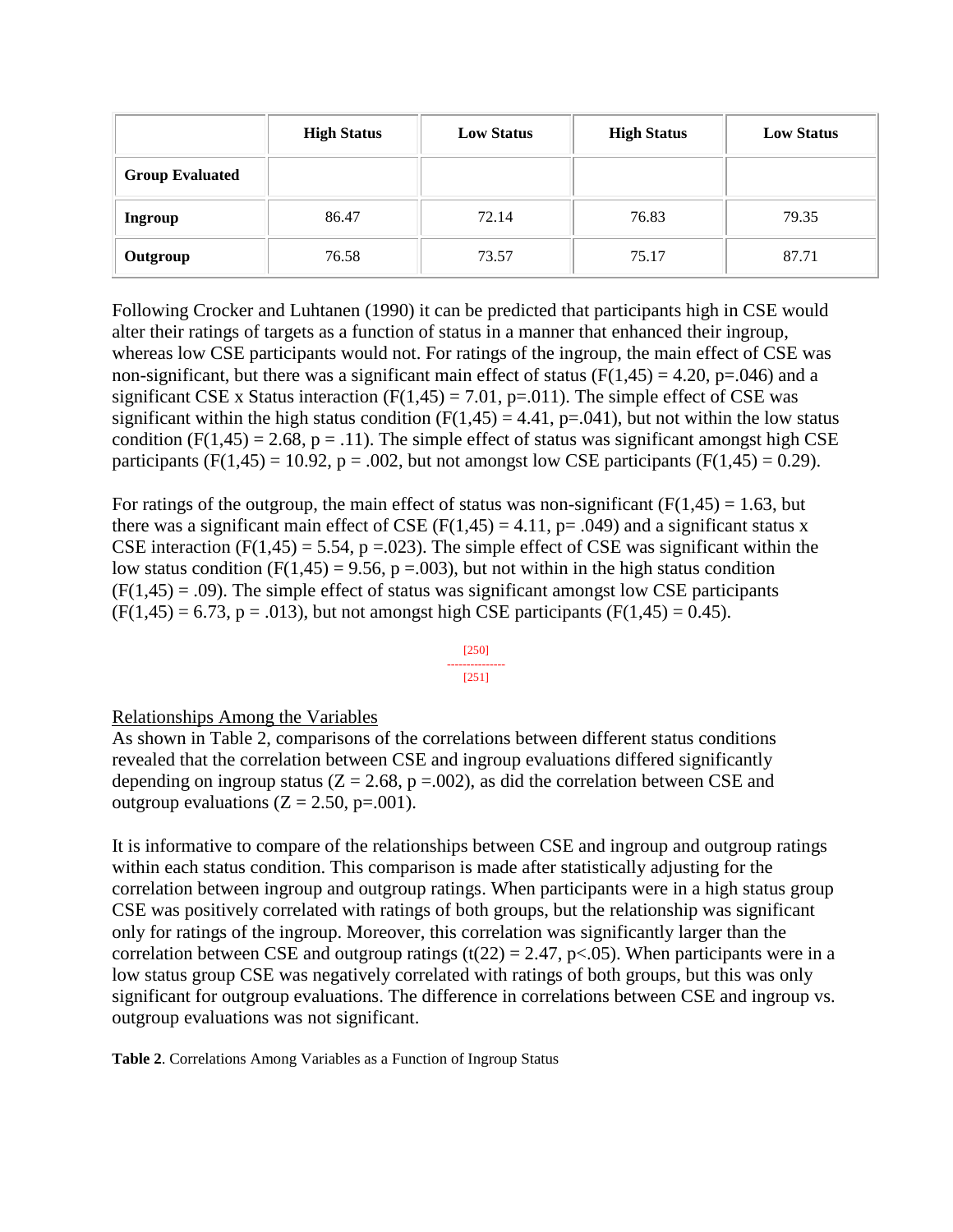| | High Status | Low Status | High Status | Low Status |
|---|---|---|---|---|
| **Group Evaluated** | | | | |
| **Ingroup** | 86.47 | 72.14 | 76.83 | 79.35 |
| **Outgroup** | 76.58 | 73.57 | 75.17 | 87.71 |

Following Crocker and Luhtanen (1990) it can be predicted that participants high in CSE would alter their ratings of targets as a function of status in a manner that enhanced their ingroup, whereas low CSE participants would not. For ratings of the ingroup, the main effect of CSE was non-significant, but there was a significant main effect of status ($F(1,45) = 4.20$, $p=.046$) and a significant CSE x Status interaction ($F(1,45) = 7.01$, $p=.011$). The simple effect of CSE was significant within the high status condition ($F(1,45) = 4.41$, $p=.041$), but not within the low status condition ($F(1,45) = 2.68$, $p = .11$). The simple effect of status was significant amongst high CSE participants ($F(1,45) = 10.92$, $p = .002$, but not amongst low CSE participants ($F(1,45) = 0.29$).

For ratings of the outgroup, the main effect of status was non-significant ($F(1,45) = 1.63$, but there was a significant main effect of CSE ($F(1,45) = 4.11$, $p= .049$) and a significant status x CSE interaction ($F(1,45) = 5.54$, $p =.023$). The simple effect of CSE was significant within the low status condition ($F(1,45) = 9.56$, $p =.003$), but not within in the high status condition ($F(1,45) = .09$). The simple effect of status was significant amongst low CSE participants ($F(1,45) = 6.73$, $p = .013$), but not amongst high CSE participants ($F(1,45) = 0.45$).

[250]
---------------
[251]

Relationships Among the Variables

As shown in Table 2, comparisons of the correlations between different status conditions revealed that the correlation between CSE and ingroup evaluations differed significantly depending on ingroup status ($Z = 2.68$, $p =.002$), as did the correlation between CSE and outgroup evaluations ($Z = 2.50$, $p=.001$).

It is informative to compare of the relationships between CSE and ingroup and outgroup ratings within each status condition. This comparison is made after statistically adjusting for the correlation between ingroup and outgroup ratings. When participants were in a high status group CSE was positively correlated with ratings of both groups, but the relationship was significant only for ratings of the ingroup. Moreover, this correlation was significantly larger than the correlation between CSE and outgroup ratings ($t(22) = 2.47$, $p<.05$). When participants were in a low status group CSE was negatively correlated with ratings of both groups, but this was only significant for outgroup evaluations. The difference in correlations between CSE and ingroup vs. outgroup evaluations was not significant.

**Table 2**. Correlations Among Variables as a Function of Ingroup Status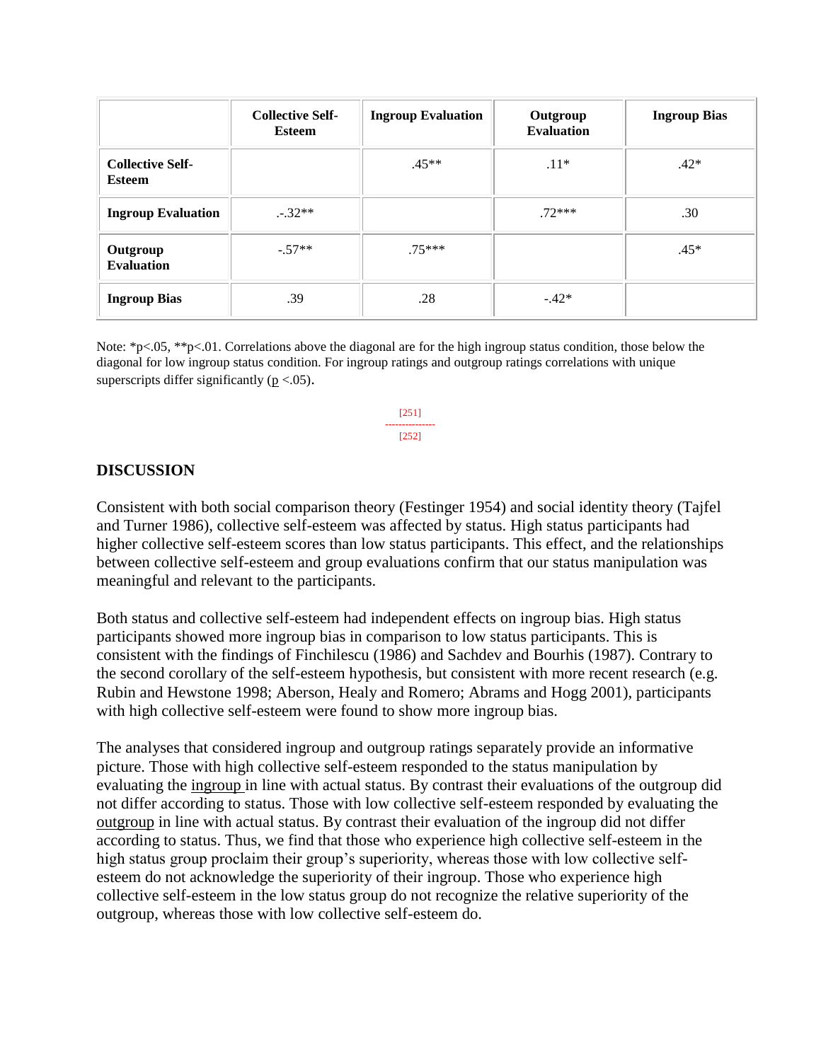| | Collective Self-Esteem | Ingroup Evaluation | Outgroup Evaluation | Ingroup Bias |
|---|---|---|---|---|
| **Collective Self-Esteem** | | .45** | .11* | .42* |
| **Ingroup Evaluation** | .-.32** | | .72*** | .30 |
| **Outgroup Evaluation** | -.57** | .75*** | | .45* |
| **Ingroup Bias** | .39 | .28 | -.42* | |

Note: *p<.05, **p<.01. Correlations above the diagonal are for the high ingroup status condition, those below the diagonal for low ingroup status condition. For ingroup ratings and outgroup ratings correlations with unique superscripts differ significantly ($p < .05$).

[251]
---------------
[252]

## DISCUSSION

Consistent with both social comparison theory (Festinger 1954) and social identity theory (Tajfel and Turner 1986), collective self-esteem was affected by status. High status participants had higher collective self-esteem scores than low status participants. This effect, and the relationships between collective self-esteem and group evaluations confirm that our status manipulation was meaningful and relevant to the participants.

Both status and collective self-esteem had independent effects on ingroup bias. High status participants showed more ingroup bias in comparison to low status participants. This is consistent with the findings of Finchilescu (1986) and Sachdev and Bourhis (1987). Contrary to the second corollary of the self-esteem hypothesis, but consistent with more recent research (e.g. Rubin and Hewstone 1998; Aberson, Healy and Romero; Abrams and Hogg 2001), participants with high collective self-esteem were found to show more ingroup bias.

The analyses that considered ingroup and outgroup ratings separately provide an informative picture. Those with high collective self-esteem responded to the status manipulation by evaluating the ingroup in line with actual status. By contrast their evaluations of the outgroup did not differ according to status. Those with low collective self-esteem responded by evaluating the outgroup in line with actual status. By contrast their evaluation of the ingroup did not differ according to status. Thus, we find that those who experience high collective self-esteem in the high status group proclaim their group's superiority, whereas those with low collective self-esteem do not acknowledge the superiority of their ingroup. Those who experience high collective self-esteem in the low status group do not recognize the relative superiority of the outgroup, whereas those with low collective self-esteem do.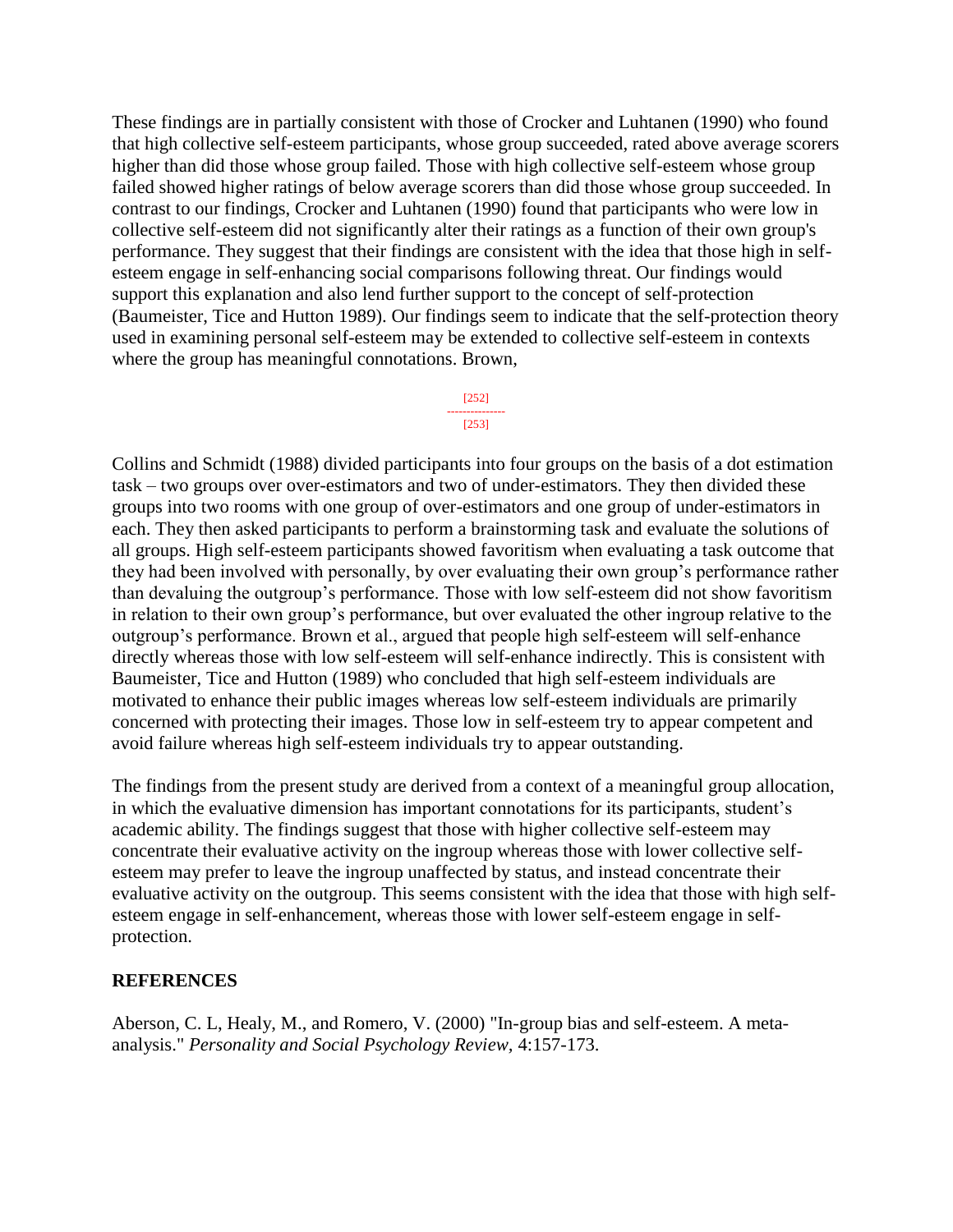These findings are in partially consistent with those of Crocker and Luhtanen (1990) who found that high collective self-esteem participants, whose group succeeded, rated above average scorers higher than did those whose group failed. Those with high collective self-esteem whose group failed showed higher ratings of below average scorers than did those whose group succeeded. In contrast to our findings, Crocker and Luhtanen (1990) found that participants who were low in collective self-esteem did not significantly alter their ratings as a function of their own group's performance. They suggest that their findings are consistent with the idea that those high in self-esteem engage in self-enhancing social comparisons following threat. Our findings would support this explanation and also lend further support to the concept of self-protection (Baumeister, Tice and Hutton 1989). Our findings seem to indicate that the self-protection theory used in examining personal self-esteem may be extended to collective self-esteem in contexts where the group has meaningful connotations. Brown, Collins and Schmidt (1988) divided participants into four groups on the basis of a dot estimation task – two groups over over-estimators and two of under-estimators. They then divided these groups into two rooms with one group of over-estimators and one group of under-estimators in each. They then asked participants to perform a brainstorming task and evaluate the solutions of all groups. High self-esteem participants showed favoritism when evaluating a task outcome that they had been involved with personally, by over evaluating their own group's performance rather than devaluing the outgroup's performance. Those with low self-esteem did not show favoritism in relation to their own group's performance, but over evaluated the other ingroup relative to the outgroup's performance. Brown et al., argued that people high self-esteem will self-enhance directly whereas those with low self-esteem will self-enhance indirectly. This is consistent with Baumeister, Tice and Hutton (1989) who concluded that high self-esteem individuals are motivated to enhance their public images whereas low self-esteem individuals are primarily concerned with protecting their images. Those low in self-esteem try to appear competent and avoid failure whereas high self-esteem individuals try to appear outstanding.

The findings from the present study are derived from a context of a meaningful group allocation, in which the evaluative dimension has important connotations for its participants, student's academic ability. The findings suggest that those with higher collective self-esteem may concentrate their evaluative activity on the ingroup whereas those with lower collective self-esteem may prefer to leave the ingroup unaffected by status, and instead concentrate their evaluative activity on the outgroup. This seems consistent with the idea that those with high self-esteem engage in self-enhancement, whereas those with lower self-esteem engage in self-protection.

## REFERENCES

Aberson, C. L, Healy, M., and Romero, V. (2000) "In-group bias and self-esteem. A meta-analysis." *Personality and Social Psychology Review,* 4:157-173.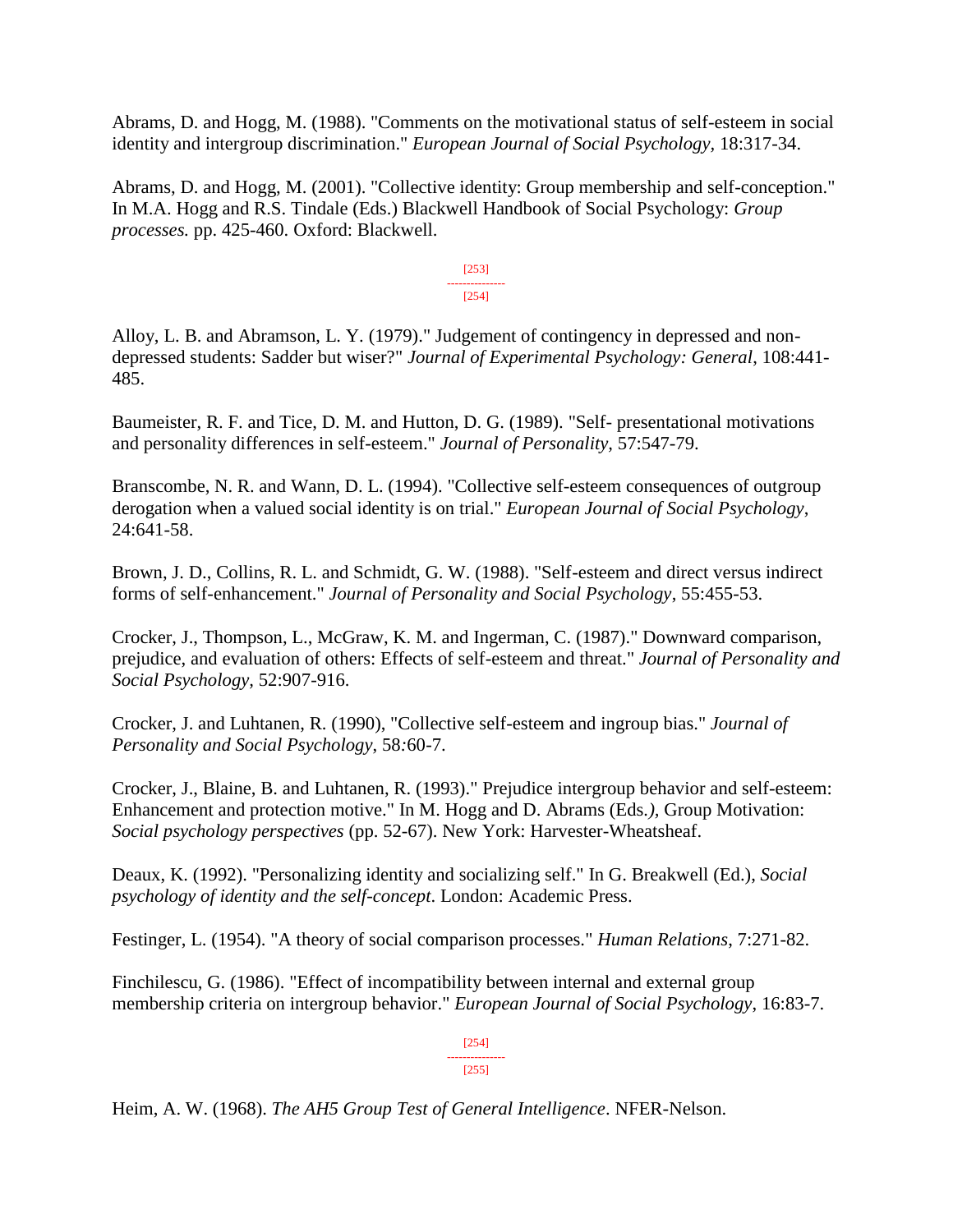Abrams, D. and Hogg, M. (1988). "Comments on the motivational status of self-esteem in social identity and intergroup discrimination." *European Journal of Social Psychology,* 18:317-34.

Abrams, D. and Hogg, M. (2001). "Collective identity: Group membership and self-conception." In M.A. Hogg and R.S. Tindale (Eds.) Blackwell Handbook of Social Psychology: *Group processes.* pp. 425-460. Oxford: Blackwell.

[253]
---------------
[254]

Alloy, L. B. and Abramson, L. Y. (1979)." Judgement of contingency in depressed and non-depressed students: Sadder but wiser?" *Journal of Experimental Psychology: General*, 108:441-485.

Baumeister, R. F. and Tice, D. M. and Hutton, D. G. (1989). "Self- presentational motivations and personality differences in self-esteem." *Journal of Personality*, 57:547-79.

Branscombe, N. R. and Wann, D. L. (1994). "Collective self-esteem consequences of outgroup derogation when a valued social identity is on trial." *European Journal of Social Psychology*, 24:641-58.

Brown, J. D., Collins, R. L. and Schmidt, G. W. (1988). "Self-esteem and direct versus indirect forms of self-enhancement." *Journal of Personality and Social Psychology*, 55:455-53.

Crocker, J., Thompson, L., McGraw, K. M. and Ingerman, C. (1987)." Downward comparison, prejudice, and evaluation of others: Effects of self-esteem and threat." *Journal of Personality and Social Psychology,* 52:907-916.

Crocker, J. and Luhtanen, R. (1990), "Collective self-esteem and ingroup bias." *Journal of Personality and Social Psychology*, 58:60-7.

Crocker, J., Blaine, B. and Luhtanen, R. (1993)." Prejudice intergroup behavior and self-esteem: Enhancement and protection motive." In M. Hogg and D. Abrams (Eds.*),* Group Motivation: *Social psychology perspectives* (pp. 52-67). New York: Harvester-Wheatsheaf.

Deaux, K. (1992). "Personalizing identity and socializing self." In G. Breakwell (Ed.), *Social psychology of identity and the self-concept*. London: Academic Press.

Festinger, L. (1954). "A theory of social comparison processes." *Human Relations*, 7:271-82.

Finchilescu, G. (1986). "Effect of incompatibility between internal and external group membership criteria on intergroup behavior." *European Journal of Social Psychology*, 16:83-7.

[254]
---------------
[255]

Heim, A. W. (1968). *The AH5 Group Test of General Intelligence*. NFER-Nelson.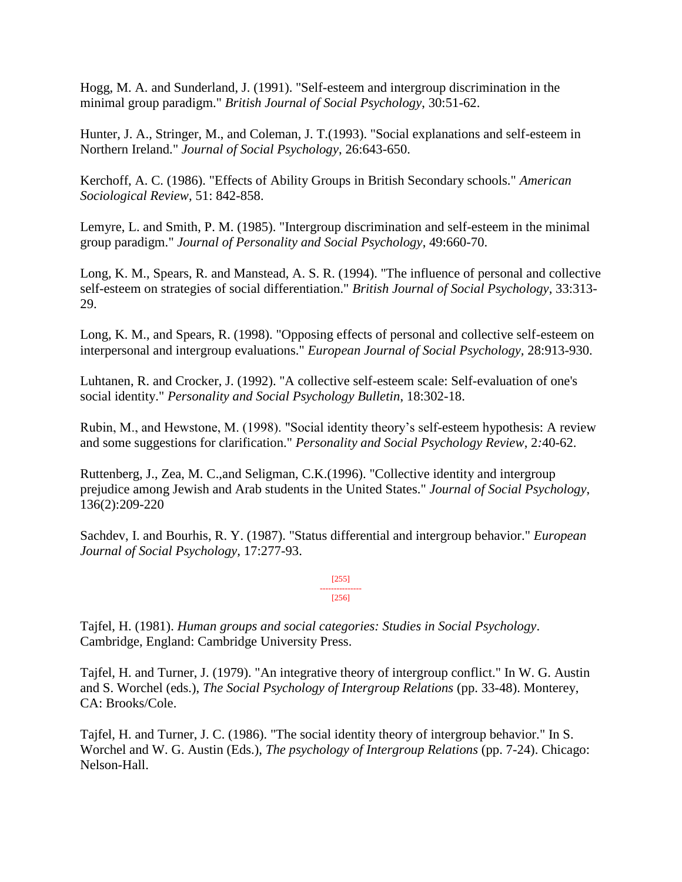Hogg, M. A. and Sunderland, J. (1991). "Self-esteem and intergroup discrimination in the minimal group paradigm." *British Journal of Social Psychology*, 30:51-62.

Hunter, J. A., Stringer, M., and Coleman, J. T.(1993). "Social explanations and self-esteem in Northern Ireland." *Journal of Social Psychology*, 26:643-650.

Kerchoff, A. C. (1986). "Effects of Ability Groups in British Secondary schools." *American Sociological Review*, 51: 842-858.

Lemyre, L. and Smith, P. M. (1985). "Intergroup discrimination and self-esteem in the minimal group paradigm." *Journal of Personality and Social Psychology*, 49:660-70.

Long, K. M., Spears, R. and Manstead, A. S. R. (1994). "The influence of personal and collective self-esteem on strategies of social differentiation." *British Journal of Social Psychology*, 33:313-29.

Long, K. M., and Spears, R. (1998). "Opposing effects of personal and collective self-esteem on interpersonal and intergroup evaluations." *European Journal of Social Psychology*, 28:913-930.

Luhtanen, R. and Crocker, J. (1992). "A collective self-esteem scale: Self-evaluation of one's social identity." *Personality and Social Psychology Bulletin*, 18:302-18.

Rubin, M., and Hewstone, M. (1998). "Social identity theory's self-esteem hypothesis: A review and some suggestions for clarification." *Personality and Social Psychology Review*, 2:40-62.

Ruttenberg, J., Zea, M. C.,and Seligman, C.K.(1996). "Collective identity and intergroup prejudice among Jewish and Arab students in the United States." *Journal of Social Psychology*, 136(2):209-220

Sachdev, I. and Bourhis, R. Y. (1987). "Status differential and intergroup behavior." *European Journal of Social Psychology*, 17:277-93.

Tajfel, H. (1981). *Human groups and social categories: Studies in Social Psychology*. Cambridge, England: Cambridge University Press.

Tajfel, H. and Turner, J. (1979). "An integrative theory of intergroup conflict." In W. G. Austin and S. Worchel (eds.), *The Social Psychology of Intergroup Relations* (pp. 33-48). Monterey, CA: Brooks/Cole.

Tajfel, H. and Turner, J. C. (1986). "The social identity theory of intergroup behavior." In S. Worchel and W. G. Austin (Eds.), *The psychology of Intergroup Relations* (pp. 7-24). Chicago: Nelson-Hall.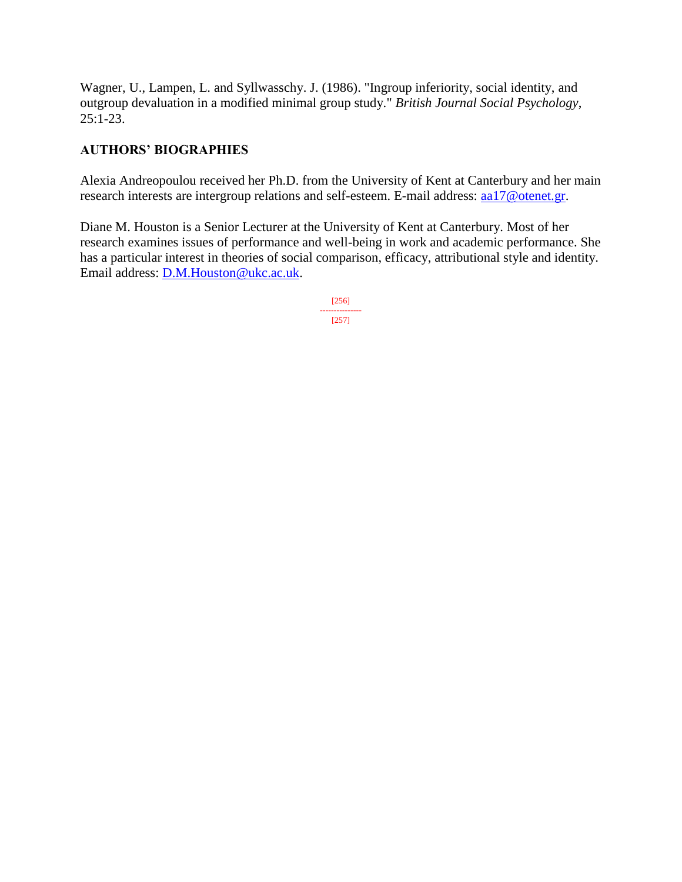Wagner, U., Lampen, L. and Syllwasschy. J. (1986). "Ingroup inferiority, social identity, and outgroup devaluation in a modified minimal group study." *British Journal Social Psychology*, 25:1-23.

## AUTHORS' BIOGRAPHIES

Alexia Andreopoulou received her Ph.D. from the University of Kent at Canterbury and her main research interests are intergroup relations and self-esteem. E-mail address: aa17@otenet.gr.

Diane M. Houston is a Senior Lecturer at the University of Kent at Canterbury. Most of her research examines issues of performance and well-being in work and academic performance. She has a particular interest in theories of social comparison, efficacy, attributional style and identity. Email address: D.M.Houston@ukc.ac.uk.